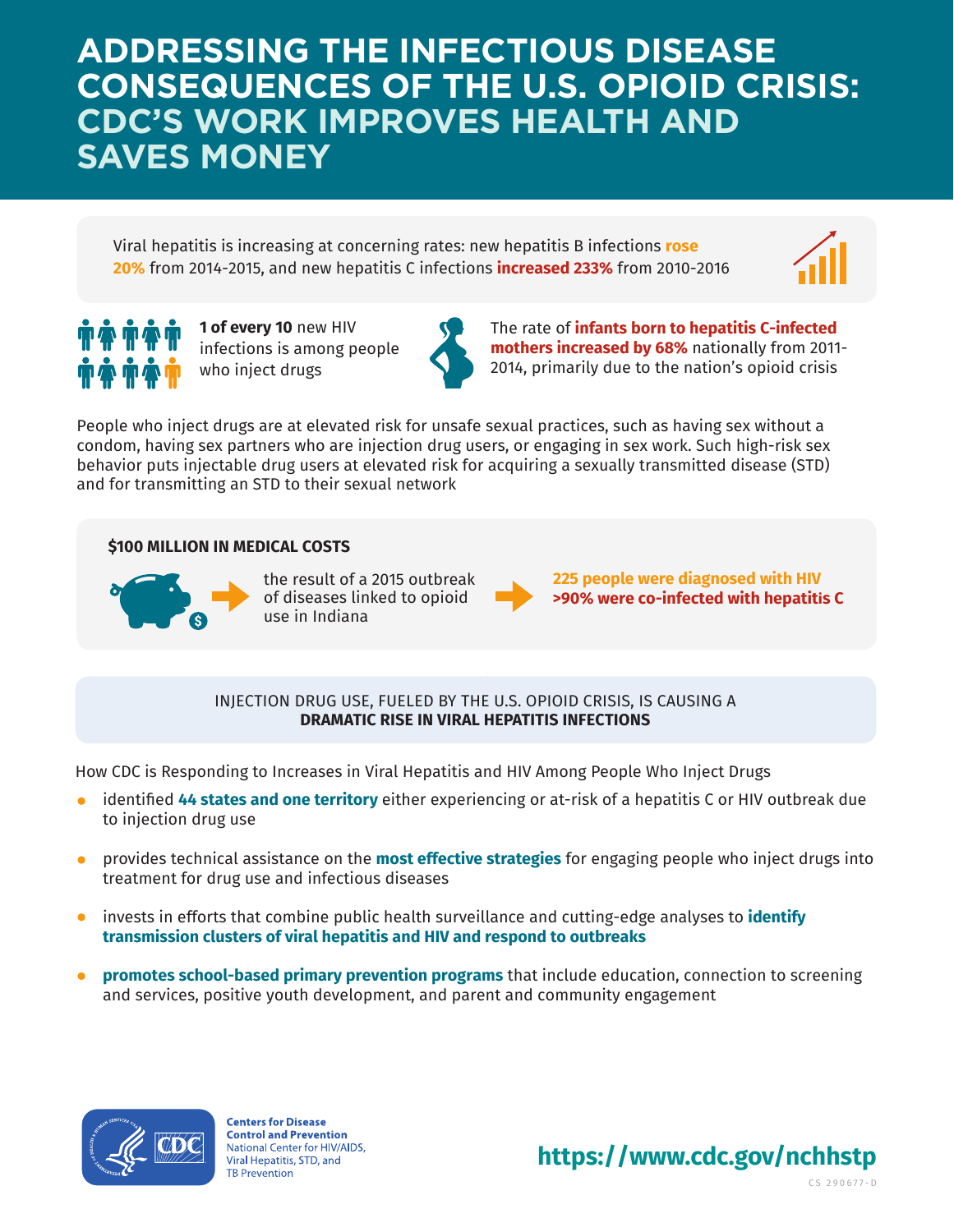# ADDRESSING THE INFECTIOUS DISEASE CONSEQUENCES OF THE U.S. OPIOID CRISIS: CDC'S WORK IMPROVES HEALTH AND SAVES MONEY

Viral hepatitis is increasing at concerning rates: new hepatitis B infections **rose 20%** from 2014-2015, and new hepatitis C infections **increased 233%** from 2010-2016

**1 of every 10** new HIV infections is among people who inject drugs

The rate of **infants born to hepatitis C-infected mothers increased by 68%** nationally from 2011-2014, primarily due to the nation's opioid crisis

People who inject drugs are at elevated risk for unsafe sexual practices, such as having sex without a condom, having sex partners who are injection drug users, or engaging in sex work. Such high-risk sex behavior puts injectable drug users at elevated risk for acquiring a sexually transmitted disease (STD) and for transmitting an STD to their sexual network

**$100 MILLION IN MEDICAL COSTS**

the result of a 2015 outbreak of diseases linked to opioid use in Indiana

**225 people were diagnosed with HIV**
**>90% were co-infected with hepatitis C**

INJECTION DRUG USE, FUELED BY THE U.S. OPIOID CRISIS, IS CAUSING A **DRAMATIC RISE IN VIRAL HEPATITIS INFECTIONS**

How CDC is Responding to Increases in Viral Hepatitis and HIV Among People Who Inject Drugs

- identified **44 states and one territory** either experiencing or at-risk of a hepatitis C or HIV outbreak due to injection drug use
- provides technical assistance on the **most effective strategies** for engaging people who inject drugs into treatment for drug use and infectious diseases
- invests in efforts that combine public health surveillance and cutting-edge analyses to **identify transmission clusters of viral hepatitis and HIV and respond to outbreaks**
- **promotes school-based primary prevention programs** that include education, connection to screening and services, positive youth development, and parent and community engagement

**Centers for Disease Control and Prevention**
National Center for HIV/AIDS, Viral Hepatitis, STD, and TB Prevention

**https://www.cdc.gov/nchhstp**

CS 290677-D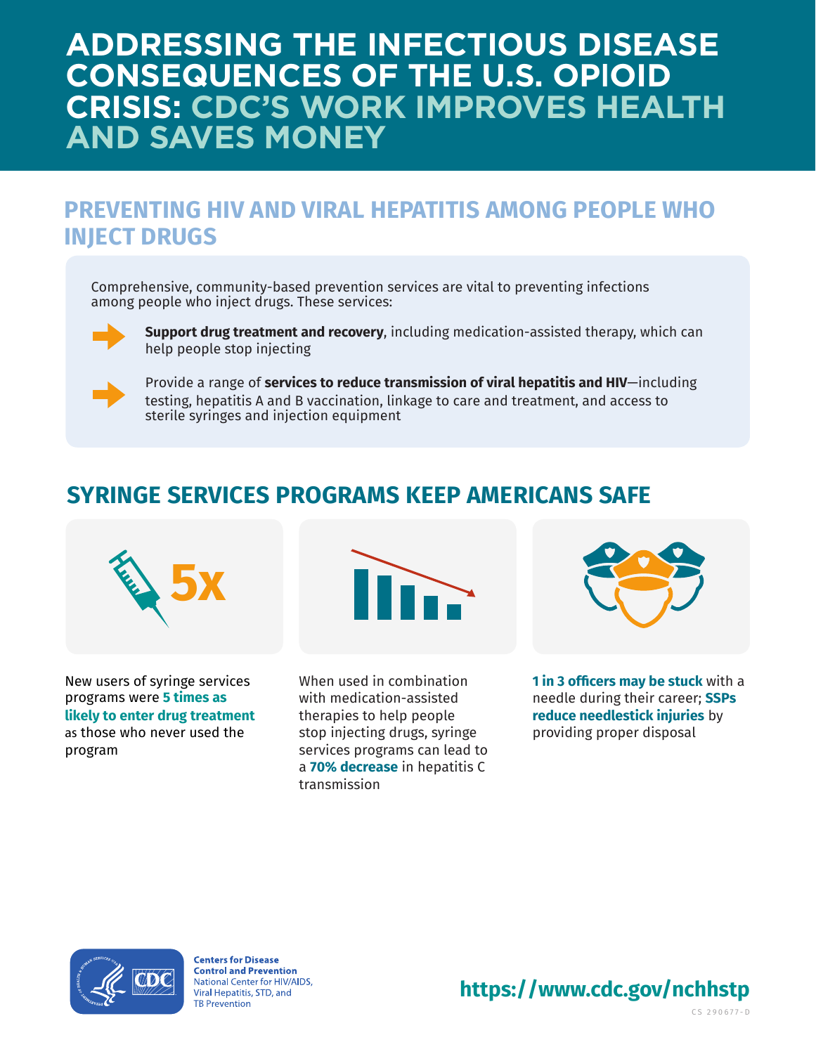# ADDRESSING THE INFECTIOUS DISEASE CONSEQUENCES OF THE U.S. OPIOID CRISIS: CDC'S WORK IMPROVES HEALTH AND SAVES MONEY

## PREVENTING HIV AND VIRAL HEPATITIS AMONG PEOPLE WHO INJECT DRUGS

Comprehensive, community-based prevention services are vital to preventing infections among people who inject drugs. These services:

- **Support drug treatment and recovery**, including medication-assisted therapy, which can help people stop injecting
- Provide a range of **services to reduce transmission of viral hepatitis and HIV**—including testing, hepatitis A and B vaccination, linkage to care and treatment, and access to sterile syringes and injection equipment

## SYRINGE SERVICES PROGRAMS KEEP AMERICANS SAFE

5x

New users of syringe services programs were **5 times as likely to enter drug treatment** as those who never used the program

When used in combination with medication-assisted therapies to help people stop injecting drugs, syringe services programs can lead to a **70% decrease** in hepatitis C transmission

**1 in 3 officers may be stuck** with a needle during their career; **SSPs reduce needlestick injuries** by providing proper disposal

**Centers for Disease Control and Prevention**
National Center for HIV/AIDS, Viral Hepatitis, STD, and TB Prevention

https://www.cdc.gov/nchhstp

CS 290677-D